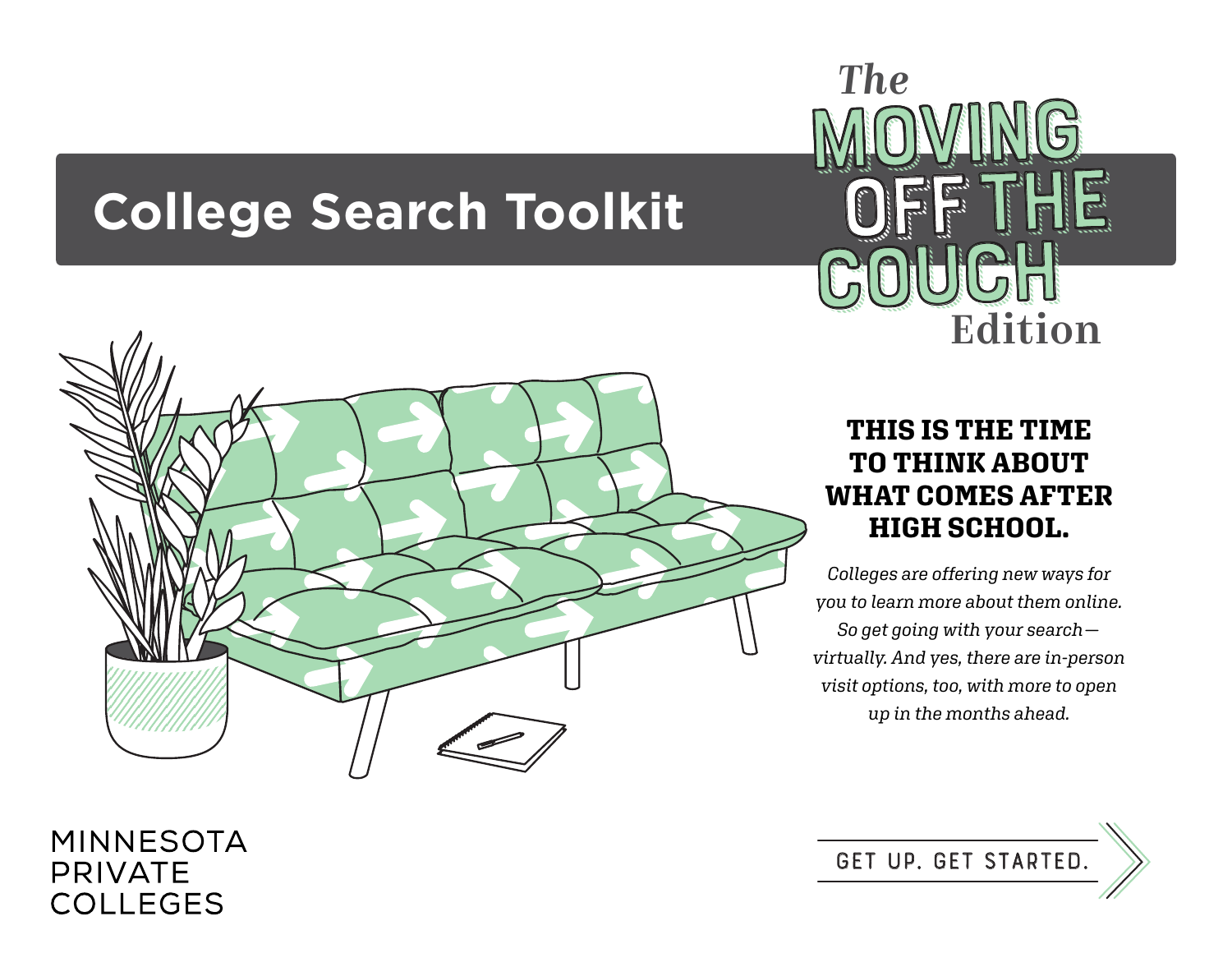# College Search Toolkit

## The MOVING OFF THE COUCH Edition

### THIS IS THE TIME TO THINK ABOUT WHAT COMES AFTER HIGH SCHOOL.

*Colleges are offering new ways for you to learn more about them online. So get going with your search—virtually. And yes, there are in-person visit options, too, with more to open up in the months ahead.*

MINNESOTA PRIVATE COLLEGES

GET UP. GET STARTED.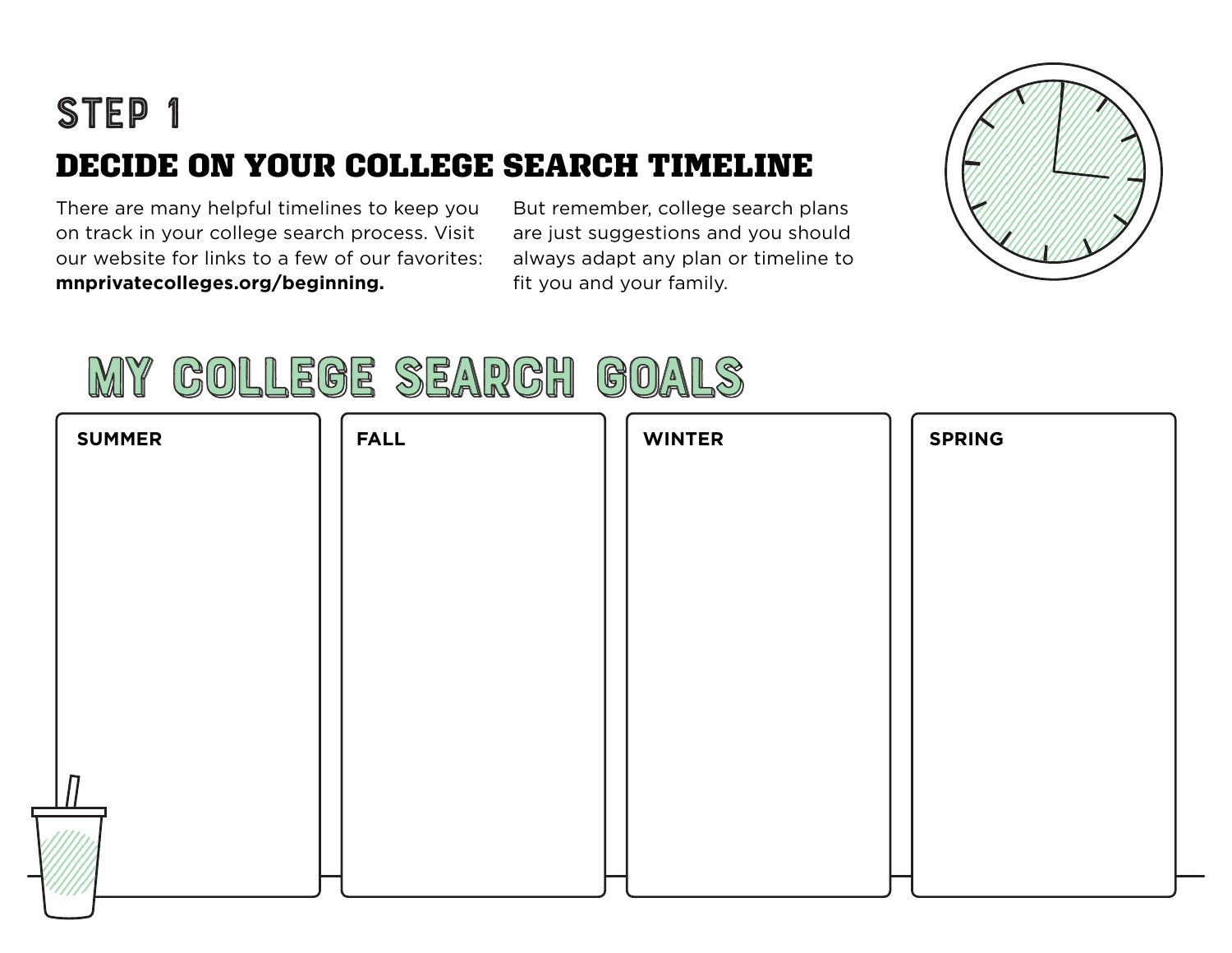# STEP 1

## DECIDE ON YOUR COLLEGE SEARCH TIMELINE

There are many helpful timelines to keep you on track in your college search process. Visit our website for links to a few of our favorites: **mnprivatecolleges.org/beginning.**

But remember, college search plans are just suggestions and you should always adapt any plan or timeline to fit you and your family.

## MY COLLEGE SEARCH GOALS

| SUMMER | FALL | WINTER | SPRING |
| --- | --- | --- | --- |
| | | | |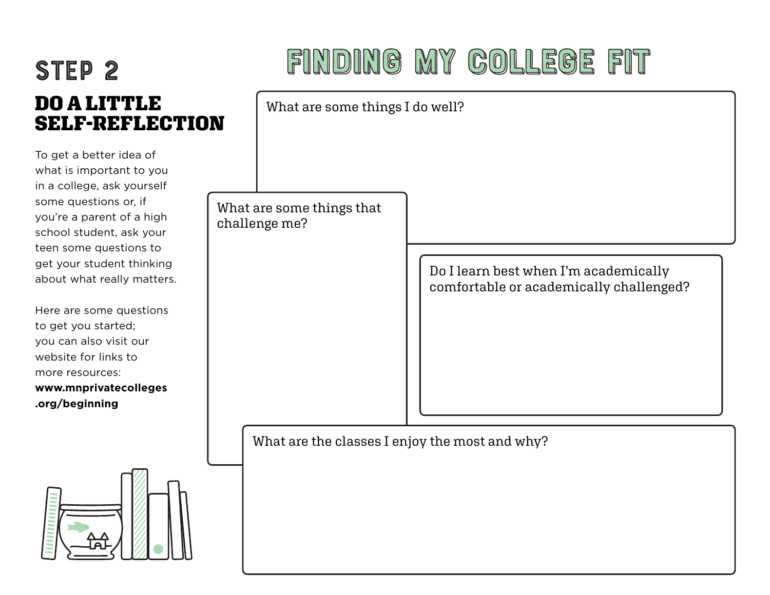# FINDING MY COLLEGE FIT

## STEP 2

### DO A LITTLE SELF-REFLECTION

To get a better idea of what is important to you in a college, ask yourself some questions or, if you're a parent of a high school student, ask your teen some questions to get your student thinking about what really matters.

Here are some questions to get you started; you can also visit our website for links to more resources: **www.mnprivatecolleges.org/beginning**

What are some things I do well?

What are some things that challenge me?

Do I learn best when I'm academically comfortable or academically challenged?

What are the classes I enjoy the most and why?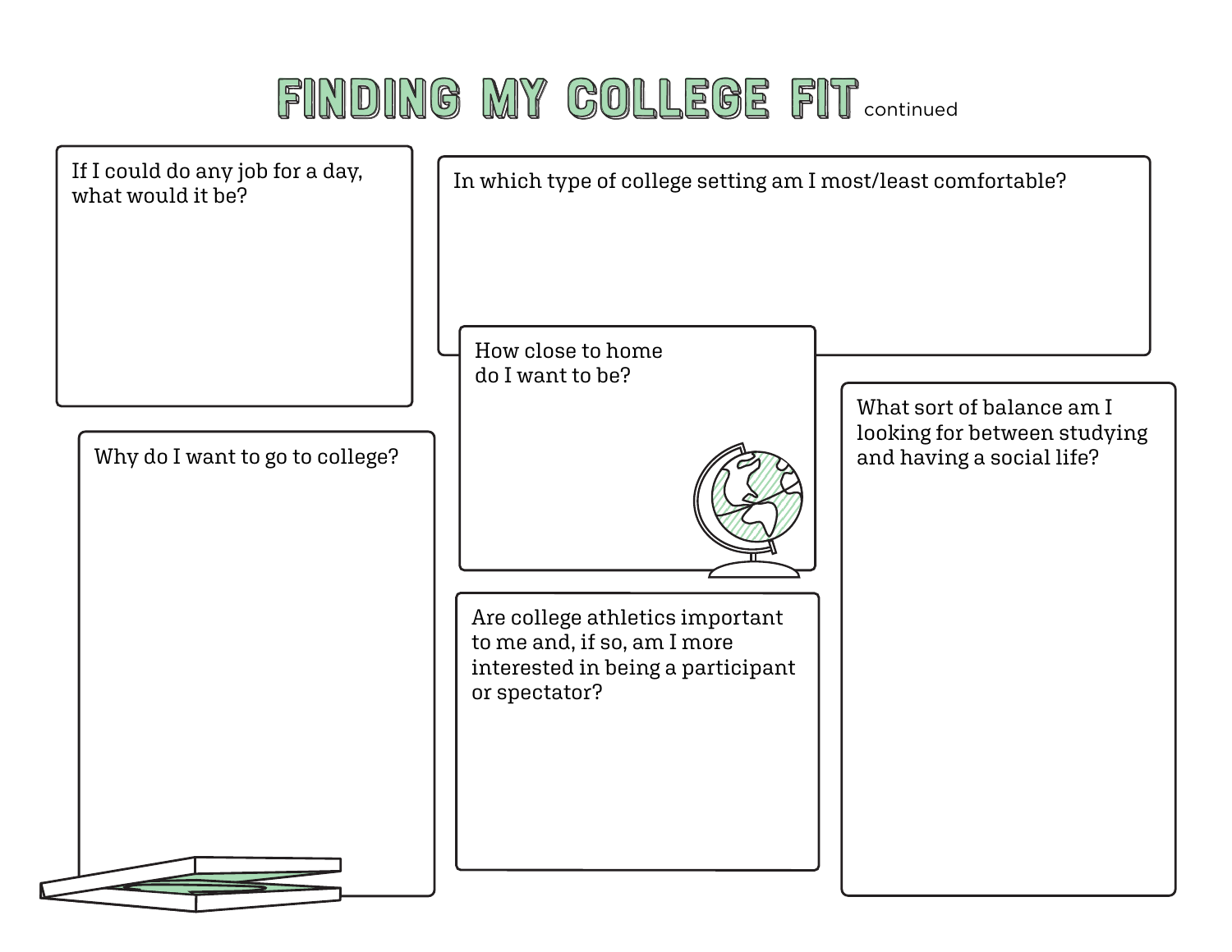# FINDING MY COLLEGE FIT continued

If I could do any job for a day, what would it be?

In which type of college setting am I most/least comfortable?

How close to home do I want to be?

Why do I want to go to college?

What sort of balance am I looking for between studying and having a social life?

Are college athletics important to me and, if so, am I more interested in being a participant or spectator?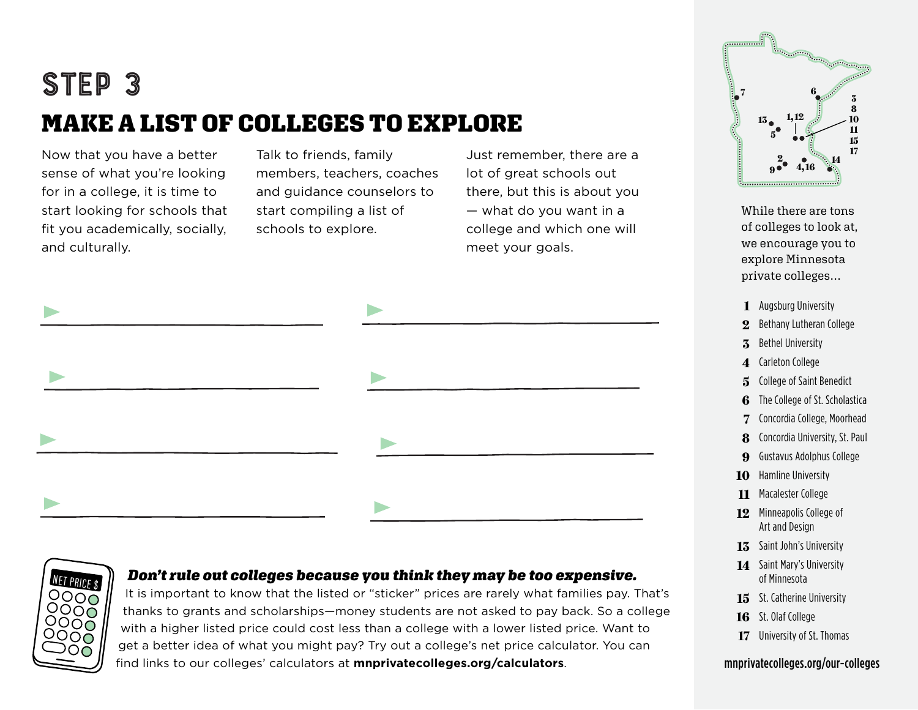# STEP 3

## MAKE A LIST OF COLLEGES TO EXPLORE

Now that you have a better sense of what you're looking for in a college, it is time to start looking for schools that fit you academically, socially, and culturally.

Talk to friends, family members, teachers, coaches and guidance counselors to start compiling a list of schools to explore.

Just remember, there are a lot of great schools out there, but this is about you — what do you want in a college and which one will meet your goals.

► ______________________________

► ______________________________

► ______________________________

► ______________________________

► ______________________________

► ______________________________

► ______________________________

► ______________________________

NET PRICE $

***Don't rule out colleges because you think they may be too expensive.*** It is important to know that the listed or "sticker" prices are rarely what families pay. That's thanks to grants and scholarships—money students are not asked to pay back. So a college with a higher listed price could cost less than a college with a lower listed price. Want to get a better idea of what you might pay? Try out a college's net price calculator. You can find links to our colleges' calculators at **mnprivatecolleges.org/calculators**.

While there are tons of colleges to look at, we encourage you to explore Minnesota private colleges...

1. Augsburg University
2. Bethany Lutheran College
3. Bethel University
4. Carleton College
5. College of Saint Benedict
6. The College of St. Scholastica
7. Concordia College, Moorhead
8. Concordia University, St. Paul
9. Gustavus Adolphus College
10. Hamline University
11. Macalester College
12. Minneapolis College of Art and Design
13. Saint John's University
14. Saint Mary's University of Minnesota
15. St. Catherine University
16. St. Olaf College
17. University of St. Thomas

mnprivatecolleges.org/our-colleges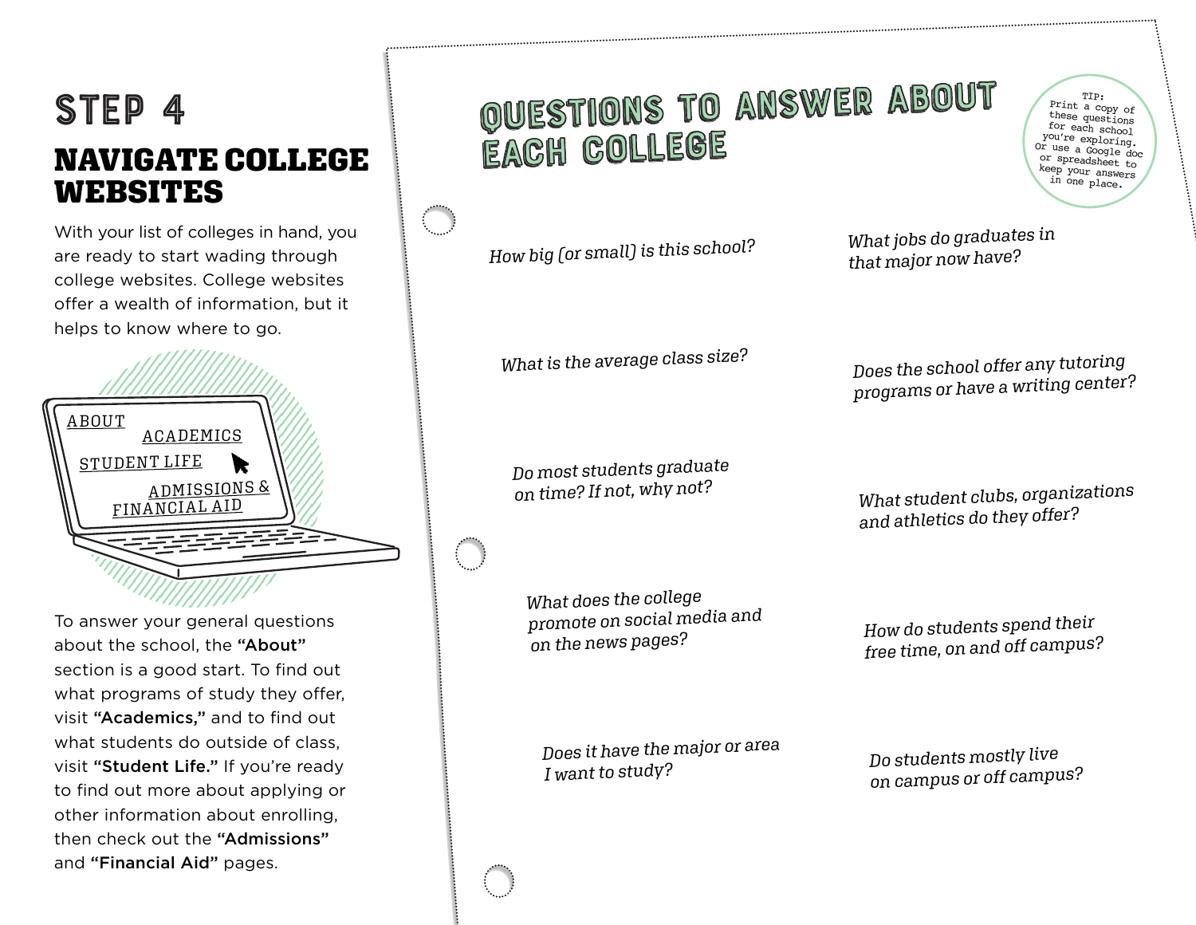# STEP 4

## NAVIGATE COLLEGE WEBSITES

With your list of colleges in hand, you are ready to start wading through college websites. College websites offer a wealth of information, but it helps to know where to go.

ABOUT

ACADEMICS

STUDENT LIFE

ADMISSIONS & FINANCIAL AID

To answer your general questions about the school, the **"About"** section is a good start. To find out what programs of study they offer, visit **"Academics,"** and to find out what students do outside of class, visit **"Student Life."** If you're ready to find out more about applying or other information about enrolling, then check out the **"Admissions"** and **"Financial Aid"** pages.

## QUESTIONS TO ANSWER ABOUT EACH COLLEGE

TIP: Print a copy of these questions for each school you're exploring. Or use a Google doc or spreadsheet to keep your answers in one place.

*How big (or small) is this school?*

*What is the average class size?*

*Do most students graduate on time? If not, why not?*

*What does the college promote on social media and on the news pages?*

*Does it have the major or area I want to study?*

*What jobs do graduates in that major now have?*

*Does the school offer any tutoring programs or have a writing center?*

*What student clubs, organizations and athletics do they offer?*

*How do students spend their free time, on and off campus?*

*Do students mostly live on campus or off campus?*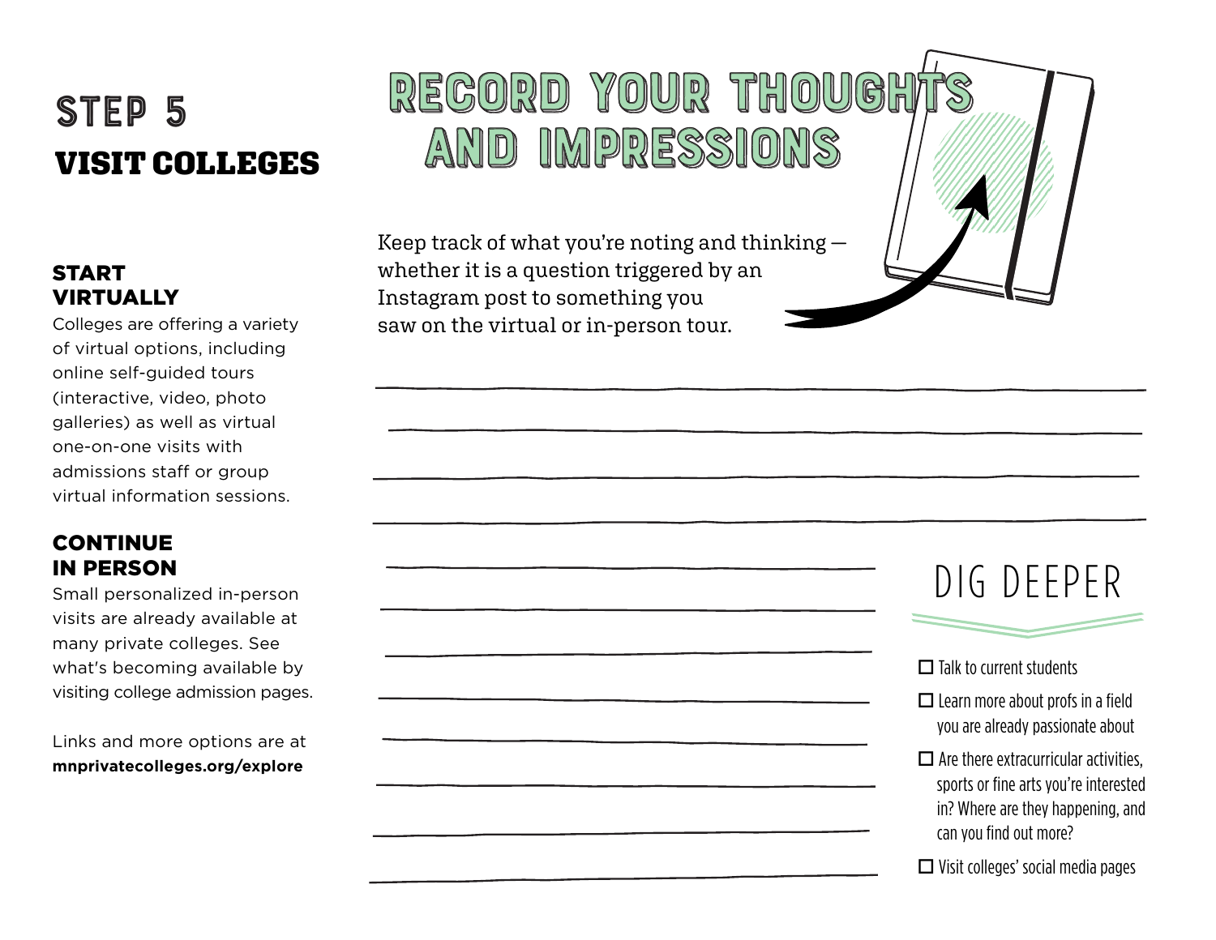# STEP 5

## VISIT COLLEGES

### START VIRTUALLY

Colleges are offering a variety of virtual options, including online self-guided tours (interactive, video, photo galleries) as well as virtual one-on-one visits with admissions staff or group virtual information sessions.

### CONTINUE IN PERSON

Small personalized in-person visits are already available at many private colleges. See what's becoming available by visiting college admission pages.

Links and more options are at **mnprivatecolleges.org/explore**

## RECORD YOUR THOUGHTS AND IMPRESSIONS

Keep track of what you're noting and thinking — whether it is a question triggered by an Instagram post to something you saw on the virtual or in-person tour.

## DIG DEEPER

- [ ] Talk to current students
- [ ] Learn more about profs in a field you are already passionate about
- [ ] Are there extracurricular activities, sports or fine arts you're interested in? Where are they happening, and can you find out more?
- [ ] Visit colleges' social media pages